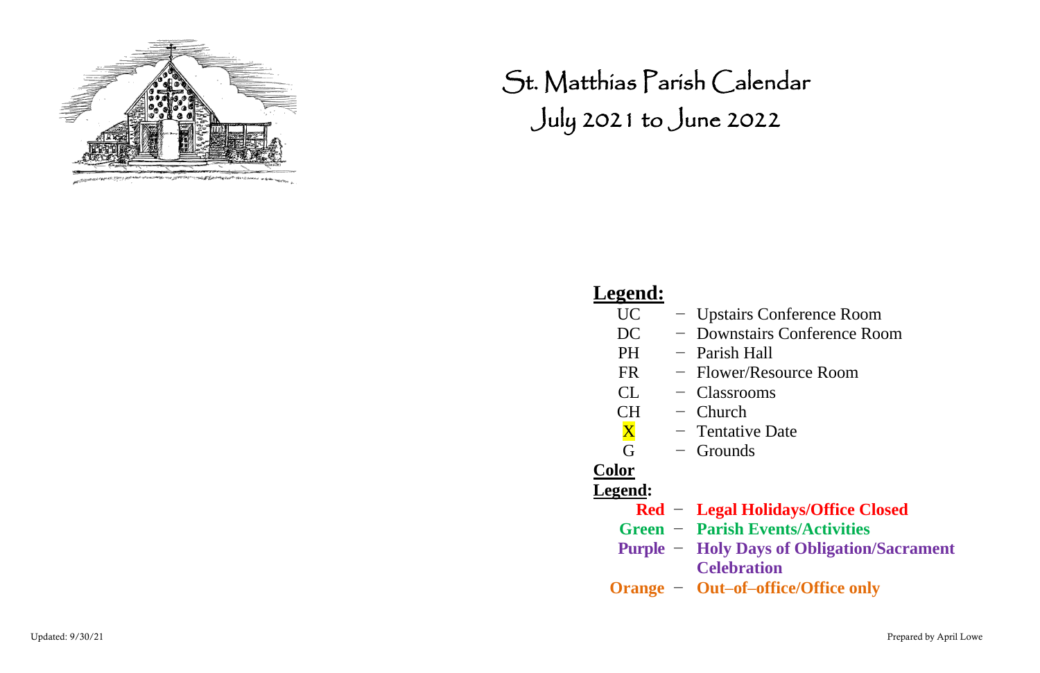# St. Matthias Parish Calendar
## July 2021 to June 2022

**Legend:**

| | | |
|---|---|---|
| UC | – | Upstairs Conference Room |
| DC | – | Downstairs Conference Room |
| PH | – | Parish Hall |
| FR | – | Flower/Resource Room |
| CL | – | Classrooms |
| CH | – | Church |
| X | – | Tentative Date |
| G | – | Grounds |

**Color Legend:**

| | | |
|---|---|---|
| **Red** | – | **Legal Holidays/Office Closed** |
| **Green** | – | **Parish Events/Activities** |
| **Purple** | – | **Holy Days of Obligation/Sacrament Celebration** |
| **Orange** | – | **Out–of–office/Office only** |

Updated: 9/30/21

Prepared by April Lowe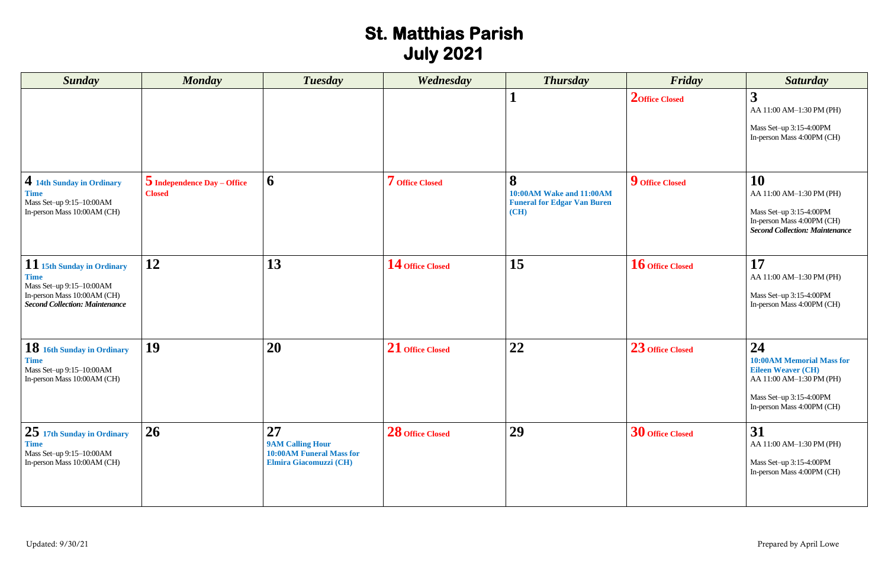# St. Matthias Parish
# July 2021

| Sunday | Monday | Tuesday | Wednesday | Thursday | Friday | Saturday |
|---|---|---|---|---|---|---|
| | | | | **1** | **2** Office Closed | **3** AA 11:00 AM–1:30 PM (PH)<br><br>Mass Set–up 3:15-4:00PM<br>In-person Mass 4:00PM (CH) |
| **4** 14th Sunday in Ordinary Time<br>Mass Set–up 9:15–10:00AM<br>In-person Mass 10:00AM (CH) | **5** Independence Day – Office Closed | **6** | **7** Office Closed | **8** 10:00AM Wake and 11:00AM Funeral for Edgar Van Buren (CH) | **9** Office Closed | **10** AA 11:00 AM–1:30 PM (PH)<br><br>Mass Set–up 3:15-4:00PM<br>In-person Mass 4:00PM (CH)<br>***Second Collection: Maintenance*** |
| **11** 15th Sunday in Ordinary Time<br>Mass Set–up 9:15–10:00AM<br>In-person Mass 10:00AM (CH)<br>***Second Collection: Maintenance*** | **12** | **13** | **14** Office Closed | **15** | **16** Office Closed | **17** AA 11:00 AM–1:30 PM (PH)<br><br>Mass Set–up 3:15-4:00PM<br>In-person Mass 4:00PM (CH) |
| **18** 16th Sunday in Ordinary Time<br>Mass Set–up 9:15–10:00AM<br>In-person Mass 10:00AM (CH) | **19** | **20** | **21** Office Closed | **22** | **23** Office Closed | **24** 10:00AM Memorial Mass for Eileen Weaver (CH)<br>AA 11:00 AM–1:30 PM (PH)<br><br>Mass Set–up 3:15-4:00PM<br>In-person Mass 4:00PM (CH) |
| **25** 17th Sunday in Ordinary Time<br>Mass Set–up 9:15–10:00AM<br>In-person Mass 10:00AM (CH) | **26** | **27** 9AM Calling Hour<br>10:00AM Funeral Mass for Elmira Giacomuzzi (CH) | **28** Office Closed | **29** | **30** Office Closed | **31** AA 11:00 AM–1:30 PM (PH)<br><br>Mass Set–up 3:15-4:00PM<br>In-person Mass 4:00PM (CH) |

Updated: 9/30/21

Prepared by April Lowe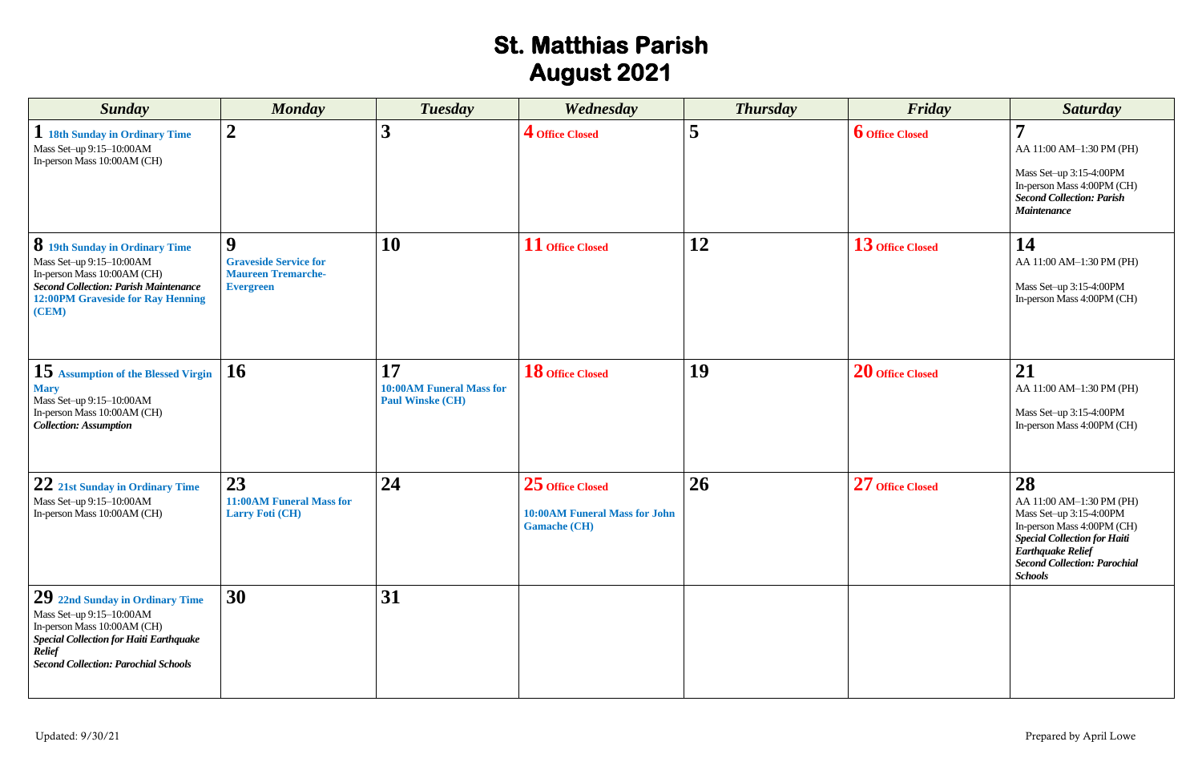# St. Matthias Parish
# August 2021

| *Sunday* | *Monday* | *Tuesday* | *Wednesday* | *Thursday* | *Friday* | *Saturday* |
|---|---|---|---|---|---|---|
| **1** **18th Sunday in Ordinary Time**<br>Mass Set–up 9:15–10:00AM<br>In-person Mass 10:00AM (CH) | **2** | **3** | **4** **Office Closed** | **5** | **6** **Office Closed** | **7**<br>AA 11:00 AM–1:30 PM (PH)<br><br>Mass Set–up 3:15-4:00PM<br>In-person Mass 4:00PM (CH)<br>***Second Collection: Parish Maintenance*** |
| **8** **19th Sunday in Ordinary Time**<br>Mass Set–up 9:15–10:00AM<br>In-person Mass 10:00AM (CH)<br>***Second Collection: Parish Maintenance***<br>**12:00PM Graveside for Ray Henning (CEM)** | **9**<br>**Graveside Service for Maureen Tremarche-Evergreen** | **10** | **11** **Office Closed** | **12** | **13** **Office Closed** | **14**<br>AA 11:00 AM–1:30 PM (PH)<br><br>Mass Set–up 3:15-4:00PM<br>In-person Mass 4:00PM (CH) |
| **15** **Assumption of the Blessed Virgin Mary**<br>Mass Set–up 9:15–10:00AM<br>In-person Mass 10:00AM (CH)<br>***Collection: Assumption*** | **16** | **17**<br>**10:00AM Funeral Mass for Paul Winske (CH)** | **18** **Office Closed** | **19** | **20** **Office Closed** | **21**<br>AA 11:00 AM–1:30 PM (PH)<br><br>Mass Set–up 3:15-4:00PM<br>In-person Mass 4:00PM (CH) |
| **22** **21st Sunday in Ordinary Time**<br>Mass Set–up 9:15–10:00AM<br>In-person Mass 10:00AM (CH) | **23**<br>**11:00AM Funeral Mass for Larry Foti (CH)** | **24** | **25** **Office Closed**<br><br>**10:00AM Funeral Mass for John Gamache (CH)** | **26** | **27** **Office Closed** | **28**<br>AA 11:00 AM–1:30 PM (PH)<br>Mass Set–up 3:15-4:00PM<br>In-person Mass 4:00PM (CH)<br>***Special Collection for Haiti Earthquake Relief***<br>***Second Collection: Parochial Schools*** |
| **29** **22nd Sunday in Ordinary Time**<br>Mass Set–up 9:15–10:00AM<br>In-person Mass 10:00AM (CH)<br>***Special Collection for Haiti Earthquake Relief***<br>***Second Collection: Parochial Schools*** | **30** | **31** | | | | |

Updated: 9/30/21

Prepared by April Lowe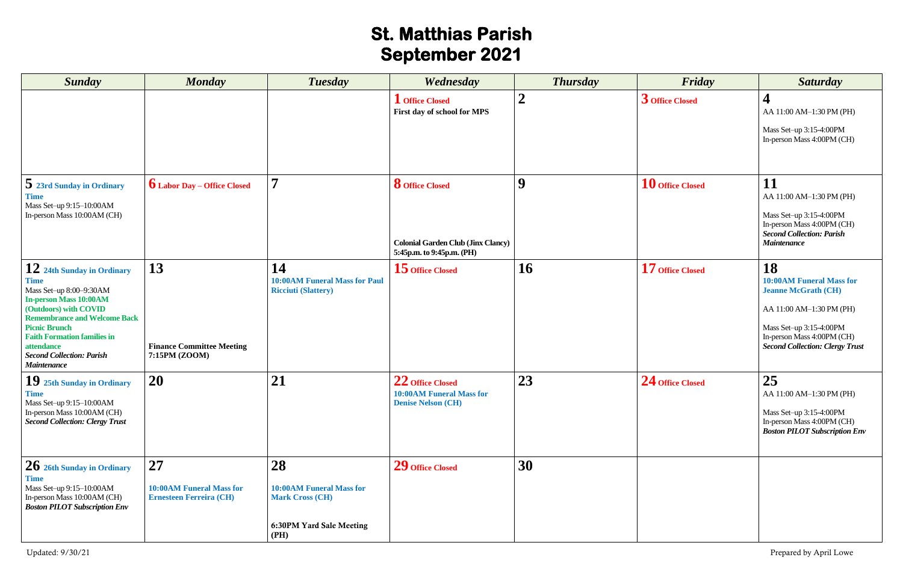# St. Matthias Parish
## September 2021

| Sunday | Monday | Tuesday | Wednesday | Thursday | Friday | Saturday |
|---|---|---|---|---|---|---|
| | | | **1 Office Closed**<br>**First day of school for MPS** | **2** | **3 Office Closed** | **4**<br>AA 11:00 AM–1:30 PM (PH)<br>Mass Set–up 3:15-4:00PM<br>In-person Mass 4:00PM (CH) |
| **5 23rd Sunday in Ordinary Time**<br>Mass Set–up 9:15–10:00AM<br>In-person Mass 10:00AM (CH) | **6 Labor Day – Office Closed** | **7** | **8 Office Closed**<br>**Colonial Garden Club (Jinx Clancy) 5:45p.m. to 9:45p.m. (PH)** | **9** | **10 Office Closed** | **11**<br>AA 11:00 AM–1:30 PM (PH)<br>Mass Set–up 3:15-4:00PM<br>In-person Mass 4:00PM (CH)<br>***Second Collection: Parish Maintenance*** |
| **12 24th Sunday in Ordinary Time**<br>Mass Set–up 8:00–9:30AM<br>**In-person Mass 10:00AM (Outdoors) with COVID Remembrance and Welcome Back Picnic Brunch**<br>**Faith Formation families in attendance**<br>***Second Collection: Parish Maintenance*** | **13**<br>**Finance Committee Meeting 7:15PM (ZOOM)** | **14**<br>**10:00AM Funeral Mass for Paul Ricciuti (Slattery)** | **15 Office Closed** | **16** | **17 Office Closed** | **18**<br>**10:00AM Funeral Mass for Jeanne McGrath (CH)**<br>AA 11:00 AM–1:30 PM (PH)<br>Mass Set–up 3:15-4:00PM<br>In-person Mass 4:00PM (CH)<br>***Second Collection: Clergy Trust*** |
| **19 25th Sunday in Ordinary Time**<br>Mass Set–up 9:15–10:00AM<br>In-person Mass 10:00AM (CH)<br>***Second Collection: Clergy Trust*** | **20** | **21** | **22 Office Closed**<br>**10:00AM Funeral Mass for Denise Nelson (CH)** | **23** | **24 Office Closed** | **25**<br>AA 11:00 AM–1:30 PM (PH)<br>Mass Set–up 3:15-4:00PM<br>In-person Mass 4:00PM (CH)<br>***Boston PILOT Subscription Env*** |
| **26 26th Sunday in Ordinary Time**<br>Mass Set–up 9:15–10:00AM<br>In-person Mass 10:00AM (CH)<br>***Boston PILOT Subscription Env*** | **27**<br>**10:00AM Funeral Mass for Ernesteen Ferreira (CH)** | **28**<br>**10:00AM Funeral Mass for Mark Cross (CH)**<br>**6:30PM Yard Sale Meeting (PH)** | **29 Office Closed** | **30** | | |

Updated: 9/30/21

Prepared by April Lowe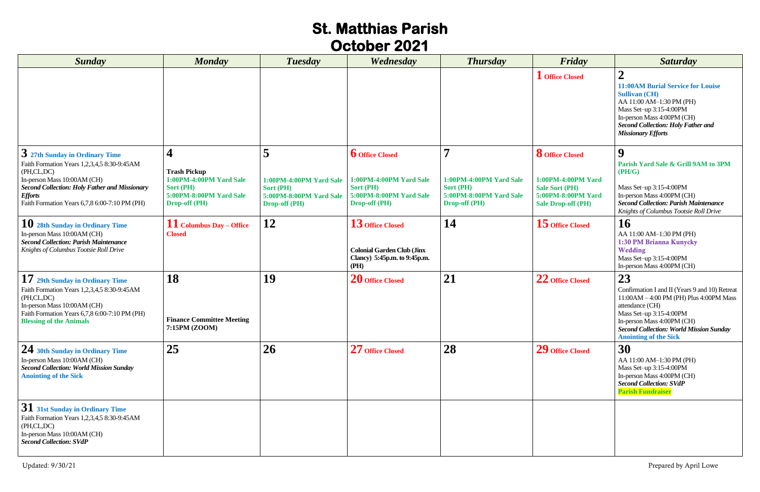# St. Matthias Parish
# October 2021

| Sunday | Monday | Tuesday | Wednesday | Thursday | Friday | Saturday |
|---|---|---|---|---|---|---|
| | | | | | **1** Office Closed | **2** 11:00AM Burial Service for Louise Sullivan (CH)<br>AA 11:00 AM–1:30 PM (PH)<br>Mass Set–up 3:15-4:00PM<br>In-person Mass 4:00PM (CH)<br>***Second Collection: Holy Father and Missionary Efforts*** |
| **3** 27th Sunday in Ordinary Time<br>Faith Formation Years 1,2,3,4,5 8:30-9:45AM (PH,CL,DC)<br>In-person Mass 10:00AM (CH)<br>***Second Collection: Holy Father and Missionary Efforts***<br>Faith Formation Years 6,7,8 6:00-7:10 PM (PH) | **4**<br>**Trash Pickup**<br>**1:00PM-4:00PM Yard Sale Sort (PH)**<br>**5:00PM-8:00PM Yard Sale Drop-off (PH)** | **5**<br>**1:00PM-4:00PM Yard Sale Sort (PH)**<br>**5:00PM-8:00PM Yard Sale Drop-off (PH)** | **6** Office Closed<br>**1:00PM-4:00PM Yard Sale Sort (PH)**<br>**5:00PM-8:00PM Yard Sale Drop-off (PH)** | **7**<br>**1:00PM-4:00PM Yard Sale Sort (PH)**<br>**5:00PM-8:00PM Yard Sale Drop-off (PH)** | **8** Office Closed<br>**1:00PM-4:00PM Yard Sale Sort (PH)**<br>**5:00PM-8:00PM Yard Sale Drop-off (PH)** | **9** **Parish Yard Sale & Grill 9AM to 3PM (PH/G)**<br>Mass Set–up 3:15-4:00PM<br>In-person Mass 4:00PM (CH)<br>***Second Collection: Parish Maintenance***<br>*Knights of Columbus Tootsie Roll Drive* |
| **10** 28th Sunday in Ordinary Time<br>In-person Mass 10:00AM (CH)<br>***Second Collection: Parish Maintenance***<br>*Knights of Columbus Tootsie Roll Drive* | **11** Columbus Day – Office Closed | **12** | **13** Office Closed<br>**Colonial Garden Club (Jinx Clancy) 5:45p.m. to 9:45p.m. (PH)** | **14** | **15** Office Closed | **16**<br>AA 11:00 AM–1:30 PM (PH)<br>**1:30 PM Brianna Kunycky Wedding**<br>Mass Set–up 3:15-4:00PM<br>In-person Mass 4:00PM (CH) |
| **17** 29th Sunday in Ordinary Time<br>Faith Formation Years 1,2,3,4,5 8:30-9:45AM (PH,CL,DC)<br>In-person Mass 10:00AM (CH)<br>Faith Formation Years 6,7,8 6:00-7:10 PM (PH)<br>**Blessing of the Animals** | **18**<br>**Finance Committee Meeting 7:15PM (ZOOM)** | **19** | **20** Office Closed | **21** | **22** Office Closed | **23**<br>Confirmation I and II (Years 9 and 10) Retreat 11:00AM – 4:00 PM (PH) Plus 4:00PM Mass attendance (CH)<br>Mass Set–up 3:15-4:00PM<br>In-person Mass 4:00PM (CH)<br>***Second Collection: World Mission Sunday***<br>**Anointing of the Sick** |
| **24** 30th Sunday in Ordinary Time<br>In-person Mass 10:00AM (CH)<br>***Second Collection: World Mission Sunday***<br>**Anointing of the Sick** | **25** | **26** | **27** Office Closed | **28** | **29** Office Closed | **30**<br>AA 11:00 AM–1:30 PM (PH)<br>Mass Set–up 3:15-4:00PM<br>In-person Mass 4:00PM (CH)<br>***Second Collection: SVdP***<br>**Parish Fundraiser** |
| **31** 31st Sunday in Ordinary Time<br>Faith Formation Years 1,2,3,4,5 8:30-9:45AM (PH,CL,DC)<br>In-person Mass 10:00AM (CH)<br>***Second Collection: SVdP*** | | | | | | |

Updated: 9/30/21

Prepared by April Lowe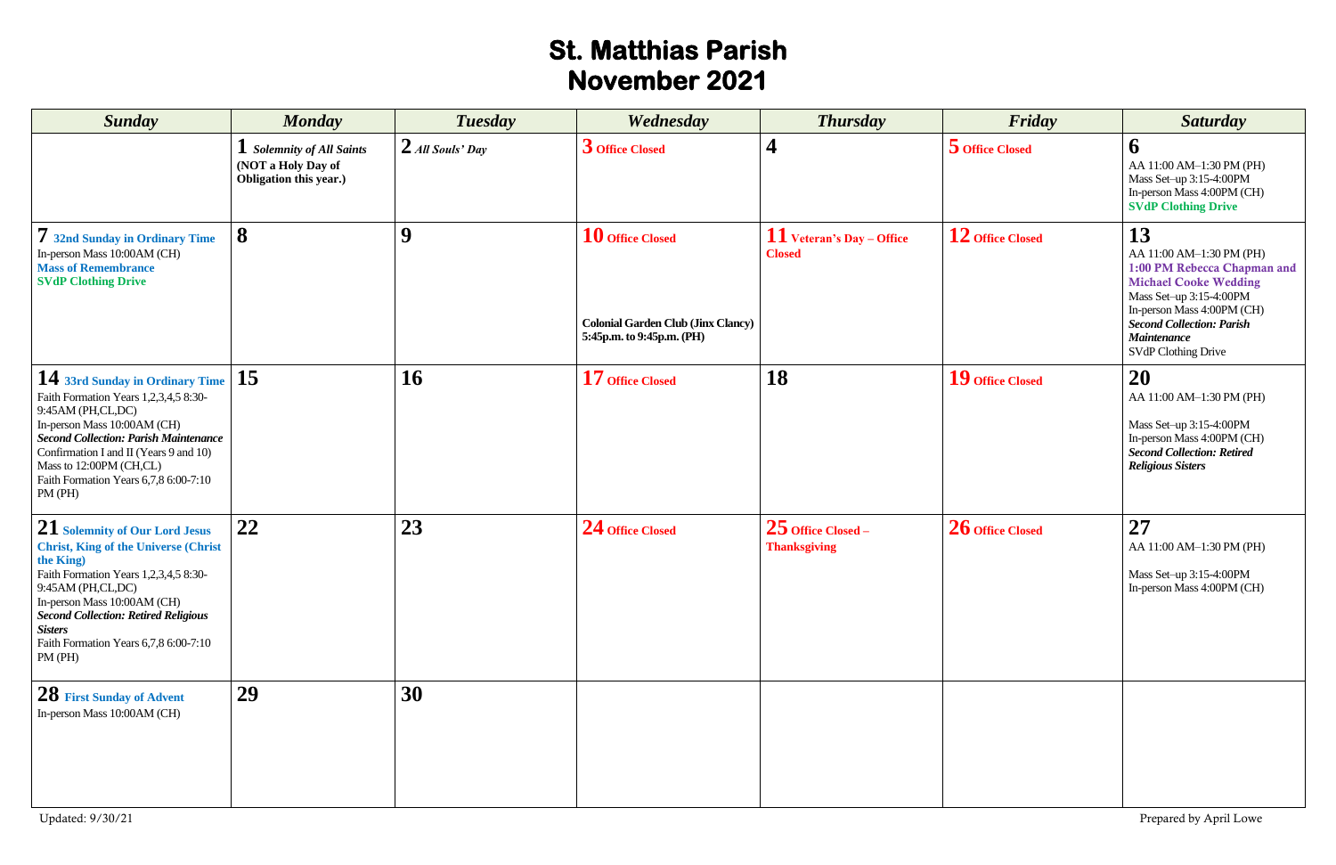# St. Matthias Parish
# November 2021

| Sunday | Monday | Tuesday | Wednesday | Thursday | Friday | Saturday |
|---|---|---|---|---|---|---|
| | **1** *Solemnity of All Saints* **(NOT a Holy Day of Obligation this year.)** | **2** *All Souls' Day* | **3 Office Closed** | **4** | **5 Office Closed** | **6** AA 11:00 AM–1:30 PM (PH) Mass Set–up 3:15-4:00PM In-person Mass 4:00PM (CH) **SVdP Clothing Drive** |
| **7 32nd Sunday in Ordinary Time** In-person Mass 10:00AM (CH) **Mass of Remembrance** **SVdP Clothing Drive** | **8** | **9** | **10 Office Closed** **Colonial Garden Club (Jinx Clancy) 5:45p.m. to 9:45p.m. (PH)** | **11 Veteran's Day – Office Closed** | **12 Office Closed** | **13** AA 11:00 AM–1:30 PM (PH) **1:00 PM Rebecca Chapman and Michael Cooke Wedding** Mass Set–up 3:15-4:00PM In-person Mass 4:00PM (CH) ***Second Collection: Parish Maintenance*** SVdP Clothing Drive |
| **14 33rd Sunday in Ordinary Time** Faith Formation Years 1,2,3,4,5 8:30-9:45AM (PH,CL,DC) In-person Mass 10:00AM (CH) ***Second Collection: Parish Maintenance*** Confirmation I and II (Years 9 and 10) Mass to 12:00PM (CH,CL) Faith Formation Years 6,7,8 6:00-7:10 PM (PH) | **15** | **16** | **17 Office Closed** | **18** | **19 Office Closed** | **20** AA 11:00 AM–1:30 PM (PH) Mass Set–up 3:15-4:00PM In-person Mass 4:00PM (CH) ***Second Collection: Retired Religious Sisters*** |
| **21 Solemnity of Our Lord Jesus Christ, King of the Universe (Christ the King)** Faith Formation Years 1,2,3,4,5 8:30-9:45AM (PH,CL,DC) In-person Mass 10:00AM (CH) ***Second Collection: Retired Religious Sisters*** Faith Formation Years 6,7,8 6:00-7:10 PM (PH) | **22** | **23** | **24 Office Closed** | **25 Office Closed – Thanksgiving** | **26 Office Closed** | **27** AA 11:00 AM–1:30 PM (PH) Mass Set–up 3:15-4:00PM In-person Mass 4:00PM (CH) |
| **28 First Sunday of Advent** In-person Mass 10:00AM (CH) | **29** | **30** | | | | |

Updated: 9/30/21

Prepared by April Lowe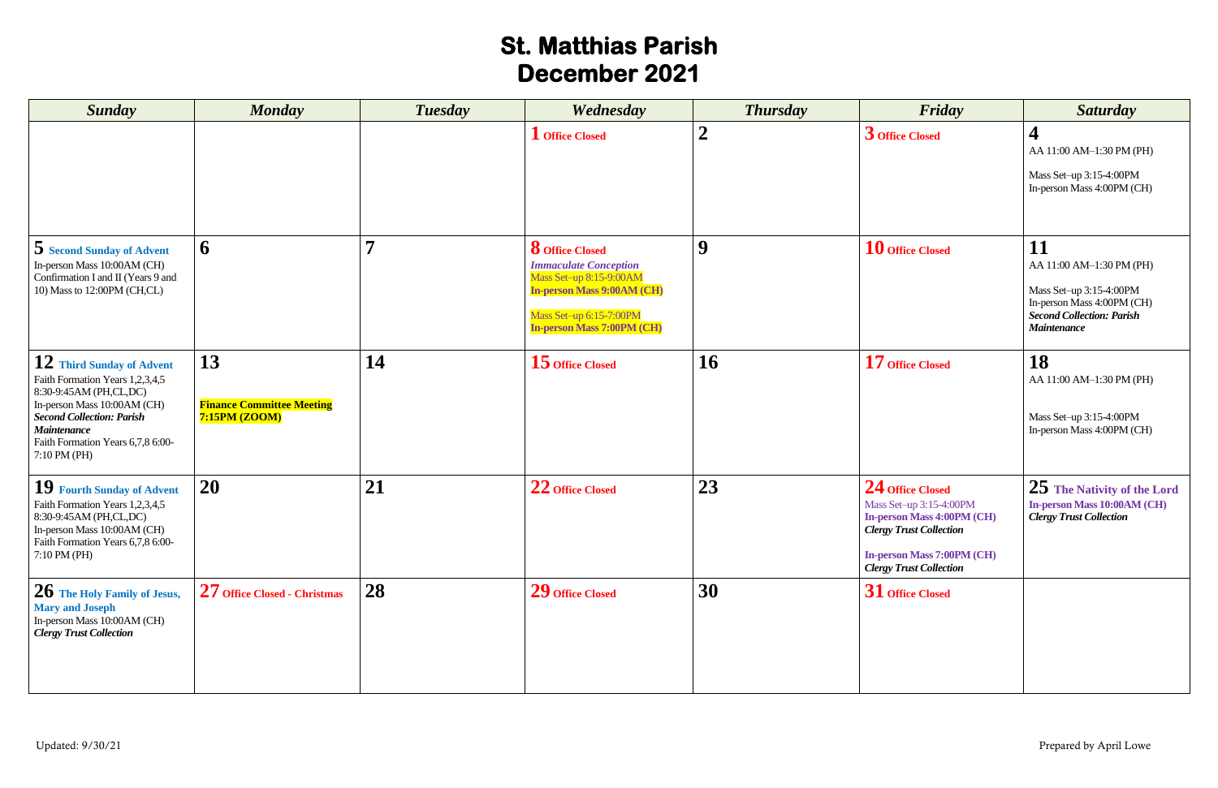# St. Matthias Parish
## December 2021

| Sunday | Monday | Tuesday | Wednesday | Thursday | Friday | Saturday |
|---|---|---|---|---|---|---|
| | | | **1** Office Closed | **2** | **3** Office Closed | **4**<br>AA 11:00 AM–1:30 PM (PH)<br><br>Mass Set–up 3:15-4:00PM<br>In-person Mass 4:00PM (CH) |
| **5** Second Sunday of Advent<br>In-person Mass 10:00AM (CH)<br>Confirmation I and II (Years 9 and 10) Mass to 12:00PM (CH,CL) | **6** | **7** | **8** Office Closed<br>***Immaculate Conception***<br>Mass Set–up 8:15-9:00AM<br>**In-person Mass 9:00AM (CH)**<br><br>Mass Set–up 6:15-7:00PM<br>**In-person Mass 7:00PM (CH)** | **9** | **10** Office Closed | **11**<br>AA 11:00 AM–1:30 PM (PH)<br><br>Mass Set–up 3:15-4:00PM<br>In-person Mass 4:00PM (CH)<br>***Second Collection: Parish Maintenance*** |
| **12** Third Sunday of Advent<br>Faith Formation Years 1,2,3,4,5 8:30-9:45AM (PH,CL,DC)<br>In-person Mass 10:00AM (CH)<br>***Second Collection: Parish Maintenance***<br>Faith Formation Years 6,7,8 6:00-7:10 PM (PH) | **13**<br><br>**Finance Committee Meeting 7:15PM (ZOOM)** | **14** | **15** Office Closed | **16** | **17** Office Closed | **18**<br>AA 11:00 AM–1:30 PM (PH)<br><br>Mass Set–up 3:15-4:00PM<br>In-person Mass 4:00PM (CH) |
| **19** Fourth Sunday of Advent<br>Faith Formation Years 1,2,3,4,5 8:30-9:45AM (PH,CL,DC)<br>In-person Mass 10:00AM (CH)<br>Faith Formation Years 6,7,8 6:00-7:10 PM (PH) | **20** | **21** | **22** Office Closed | **23** | **24** Office Closed<br>Mass Set–up 3:15-4:00PM<br>**In-person Mass 4:00PM (CH)**<br>***Clergy Trust Collection***<br><br>**In-person Mass 7:00PM (CH)**<br>***Clergy Trust Collection*** | **25** The Nativity of the Lord<br>**In-person Mass 10:00AM (CH)**<br>***Clergy Trust Collection*** |
| **26** The Holy Family of Jesus, Mary and Joseph<br>In-person Mass 10:00AM (CH)<br>***Clergy Trust Collection*** | **27** Office Closed - Christmas | **28** | **29** Office Closed | **30** | **31** Office Closed | |

Updated: 9/30/21

Prepared by April Lowe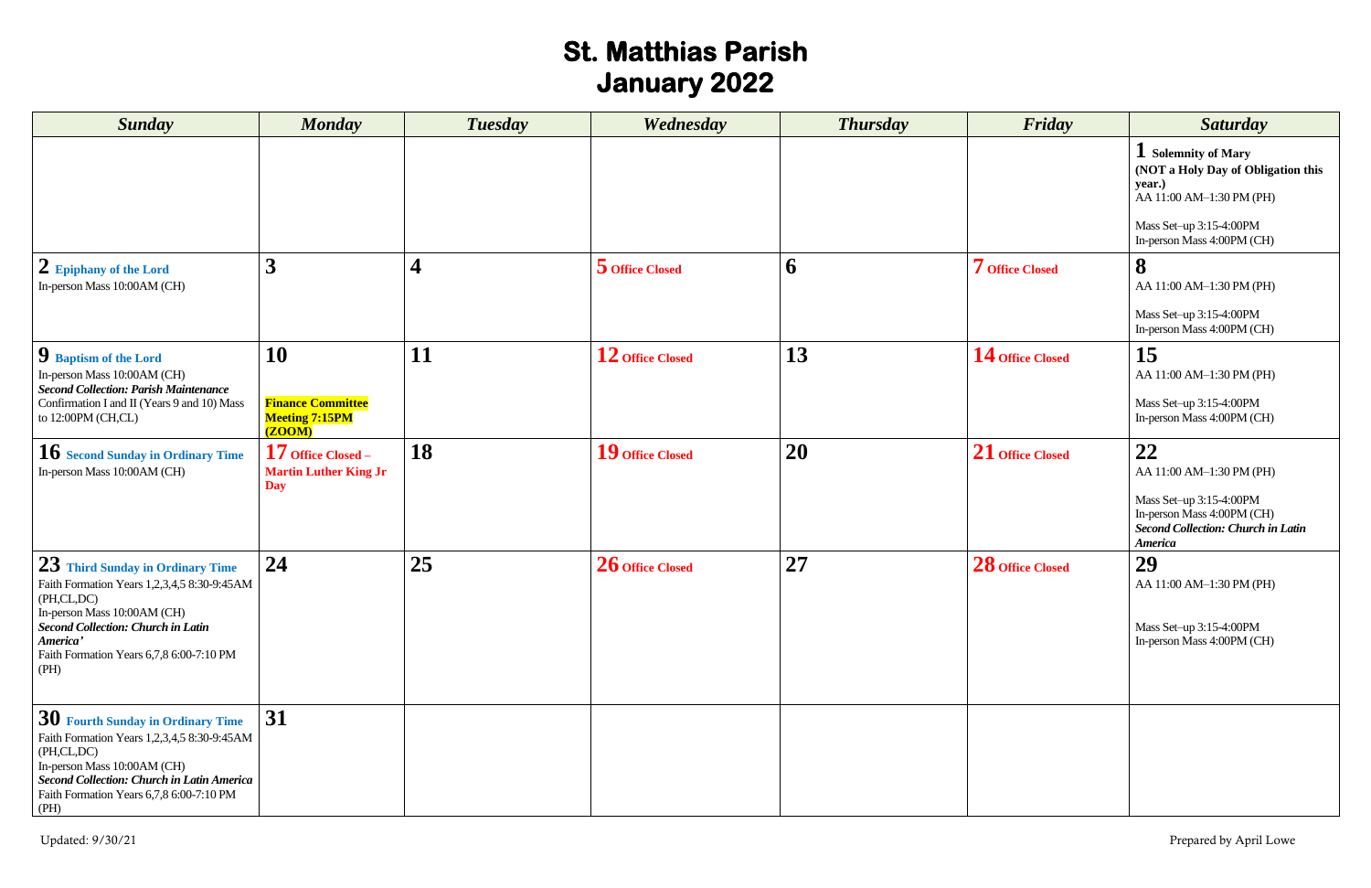# St. Matthias Parish
# January 2022

| Sunday | Monday | Tuesday | Wednesday | Thursday | Friday | Saturday |
|---|---|---|---|---|---|---|
| | | | | | | **1 Solemnity of Mary** **(NOT a Holy Day of Obligation this year.)** AA 11:00 AM–1:30 PM (PH) Mass Set–up 3:15-4:00PM In-person Mass 4:00PM (CH) |
| **2 Epiphany of the Lord** In-person Mass 10:00AM (CH) | **3** | **4** | **5 Office Closed** | **6** | **7 Office Closed** | **8** AA 11:00 AM–1:30 PM (PH) Mass Set–up 3:15-4:00PM In-person Mass 4:00PM (CH) |
| **9 Baptism of the Lord** In-person Mass 10:00AM (CH) ***Second Collection: Parish Maintenance*** Confirmation I and II (Years 9 and 10) Mass to 12:00PM (CH,CL) | **10** **Finance Committee Meeting 7:15PM (ZOOM)** | **11** | **12 Office Closed** | **13** | **14 Office Closed** | **15** AA 11:00 AM–1:30 PM (PH) Mass Set–up 3:15-4:00PM In-person Mass 4:00PM (CH) |
| **16 Second Sunday in Ordinary Time** In-person Mass 10:00AM (CH) | **17 Office Closed – Martin Luther King Jr Day** | **18** | **19 Office Closed** | **20** | **21 Office Closed** | **22** AA 11:00 AM–1:30 PM (PH) Mass Set–up 3:15-4:00PM In-person Mass 4:00PM (CH) ***Second Collection: Church in Latin America*** |
| **23 Third Sunday in Ordinary Time** Faith Formation Years 1,2,3,4,5 8:30-9:45AM (PH,CL,DC) In-person Mass 10:00AM (CH) ***Second Collection: Church in Latin America'*** Faith Formation Years 6,7,8 6:00-7:10 PM (PH) | **24** | **25** | **26 Office Closed** | **27** | **28 Office Closed** | **29** AA 11:00 AM–1:30 PM (PH) Mass Set–up 3:15-4:00PM In-person Mass 4:00PM (CH) |
| **30 Fourth Sunday in Ordinary Time** Faith Formation Years 1,2,3,4,5 8:30-9:45AM (PH,CL,DC) In-person Mass 10:00AM (CH) ***Second Collection: Church in Latin America*** Faith Formation Years 6,7,8 6:00-7:10 PM (PH) | **31** | | | | | |

Updated: 9/30/21

Prepared by April Lowe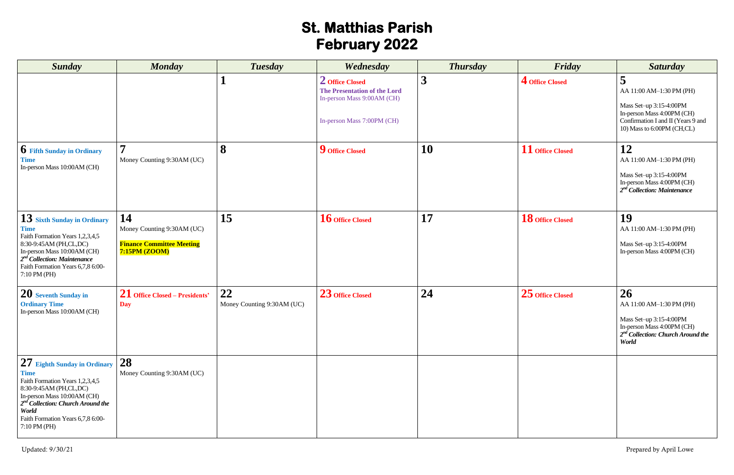# St. Matthias Parish
## February 2022

| Sunday | Monday | Tuesday | Wednesday | Thursday | Friday | Saturday |
|---|---|---|---|---|---|---|
| | | **1** | **2** **Office Closed**<br>**The Presentation of the Lord**<br>In-person Mass 9:00AM (CH)<br><br>In-person Mass 7:00PM (CH) | **3** | **4** **Office Closed** | **5**<br>AA 11:00 AM–1:30 PM (PH)<br><br>Mass Set–up 3:15-4:00PM<br>In-person Mass 4:00PM (CH)<br>Confirmation I and II (Years 9 and 10) Mass to 6:00PM (CH,CL) |
| **6** **Fifth Sunday in Ordinary Time**<br>In-person Mass 10:00AM (CH) | **7**<br>Money Counting 9:30AM (UC) | **8** | **9** **Office Closed** | **10** | **11** **Office Closed** | **12**<br>AA 11:00 AM–1:30 PM (PH)<br><br>Mass Set–up 3:15-4:00PM<br>In-person Mass 4:00PM (CH)<br>***2nd Collection: Maintenance*** |
| **13** **Sixth Sunday in Ordinary Time**<br>Faith Formation Years 1,2,3,4,5 8:30-9:45AM (PH,CL,DC)<br>In-person Mass 10:00AM (CH)<br>***2nd Collection: Maintenance***<br>Faith Formation Years 6,7,8 6:00-7:10 PM (PH) | **14**<br>Money Counting 9:30AM (UC)<br><br>**Finance Committee Meeting 7:15PM (ZOOM)** | **15** | **16** **Office Closed** | **17** | **18** **Office Closed** | **19**<br>AA 11:00 AM–1:30 PM (PH)<br><br>Mass Set–up 3:15-4:00PM<br>In-person Mass 4:00PM (CH) |
| **20** **Seventh Sunday in Ordinary Time**<br>In-person Mass 10:00AM (CH) | **21** **Office Closed – Presidents' Day** | **22**<br>Money Counting 9:30AM (UC) | **23** **Office Closed** | **24** | **25** **Office Closed** | **26**<br>AA 11:00 AM–1:30 PM (PH)<br><br>Mass Set–up 3:15-4:00PM<br>In-person Mass 4:00PM (CH)<br>***2nd Collection: Church Around the World*** |
| **27** **Eighth Sunday in Ordinary Time**<br>Faith Formation Years 1,2,3,4,5 8:30-9:45AM (PH,CL,DC)<br>In-person Mass 10:00AM (CH)<br>***2nd Collection: Church Around the World***<br>Faith Formation Years 6,7,8 6:00-7:10 PM (PH) | **28**<br>Money Counting 9:30AM (UC) | | | | | |

Updated: 9/30/21

Prepared by April Lowe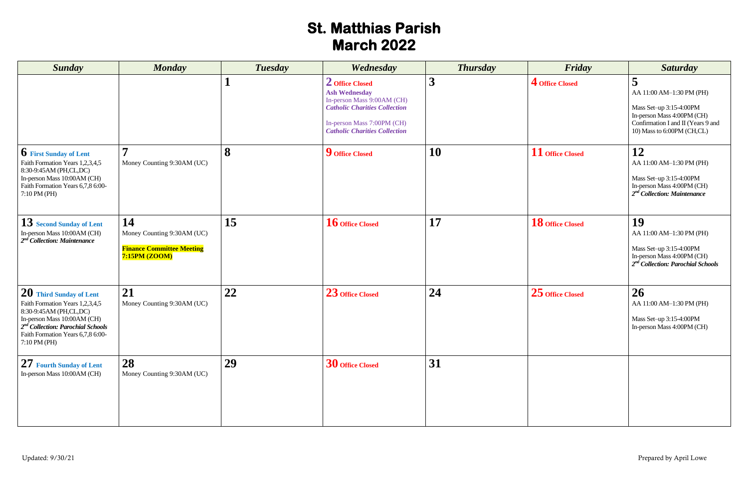# St. Matthias Parish
# March 2022

| Sunday | Monday | Tuesday | Wednesday | Thursday | Friday | Saturday |
|---|---|---|---|---|---|---|
| | | **1** | **2 Office Closed**<br>**Ash Wednesday**<br>In-person Mass 9:00AM (CH)<br>***Catholic Charities Collection***<br><br>In-person Mass 7:00PM (CH)<br>***Catholic Charities Collection*** | **3** | **4 Office Closed** | **5**<br>AA 11:00 AM–1:30 PM (PH)<br><br>Mass Set–up 3:15-4:00PM<br>In-person Mass 4:00PM (CH)<br>Confirmation I and II (Years 9 and 10) Mass to 6:00PM (CH,CL) |
| **6 First Sunday of Lent**<br>Faith Formation Years 1,2,3,4,5 8:30-9:45AM (PH,CL,DC)<br>In-person Mass 10:00AM (CH)<br>Faith Formation Years 6,7,8 6:00-7:10 PM (PH) | **7**<br>Money Counting 9:30AM (UC) | **8** | **9 Office Closed** | **10** | **11 Office Closed** | **12**<br>AA 11:00 AM–1:30 PM (PH)<br><br>Mass Set–up 3:15-4:00PM<br>In-person Mass 4:00PM (CH)<br>***2nd Collection: Maintenance*** |
| **13 Second Sunday of Lent**<br>In-person Mass 10:00AM (CH)<br>***2nd Collection: Maintenance*** | **14**<br>Money Counting 9:30AM (UC)<br><br>**Finance Committee Meeting 7:15PM (ZOOM)** | **15** | **16 Office Closed** | **17** | **18 Office Closed** | **19**<br>AA 11:00 AM–1:30 PM (PH)<br><br>Mass Set–up 3:15-4:00PM<br>In-person Mass 4:00PM (CH)<br>***2nd Collection: Parochial Schools*** |
| **20 Third Sunday of Lent**<br>Faith Formation Years 1,2,3,4,5 8:30-9:45AM (PH,CL,DC)<br>In-person Mass 10:00AM (CH)<br>***2nd Collection: Parochial Schools***<br>Faith Formation Years 6,7,8 6:00-7:10 PM (PH) | **21**<br>Money Counting 9:30AM (UC) | **22** | **23 Office Closed** | **24** | **25 Office Closed** | **26**<br>AA 11:00 AM–1:30 PM (PH)<br><br>Mass Set–up 3:15-4:00PM<br>In-person Mass 4:00PM (CH) |
| **27 Fourth Sunday of Lent**<br>In-person Mass 10:00AM (CH) | **28**<br>Money Counting 9:30AM (UC) | **29** | **30 Office Closed** | **31** | | |

Updated: 9/30/21

Prepared by April Lowe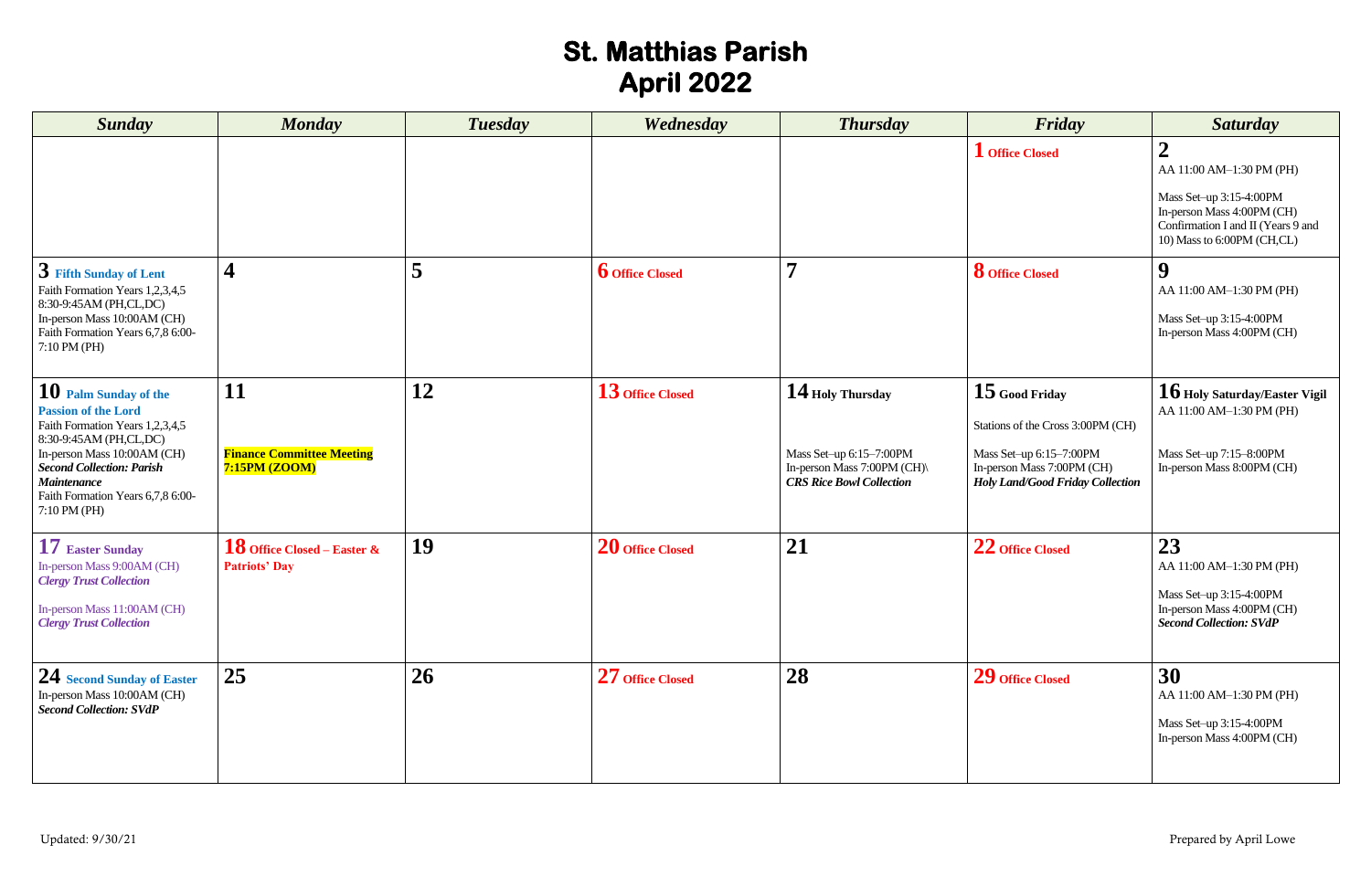# St. Matthias Parish
# April 2022

| *Sunday* | *Monday* | *Tuesday* | *Wednesday* | *Thursday* | *Friday* | *Saturday* |
|---|---|---|---|---|---|---|
| | | | | | **1** **Office Closed** | **2** AA 11:00 AM–1:30 PM (PH) Mass Set–up 3:15-4:00PM In-person Mass 4:00PM (CH) Confirmation I and II (Years 9 and 10) Mass to 6:00PM (CH,CL) |
| **3** **Fifth Sunday of Lent** Faith Formation Years 1,2,3,4,5 8:30-9:45AM (PH,CL,DC) In-person Mass 10:00AM (CH) Faith Formation Years 6,7,8 6:00-7:10 PM (PH) | **4** | **5** | **6** **Office Closed** | **7** | **8** **Office Closed** | **9** AA 11:00 AM–1:30 PM (PH) Mass Set–up 3:15-4:00PM In-person Mass 4:00PM (CH) |
| **10** **Palm Sunday of the Passion of the Lord** Faith Formation Years 1,2,3,4,5 8:30-9:45AM (PH,CL,DC) In-person Mass 10:00AM (CH) ***Second Collection: Parish Maintenance*** Faith Formation Years 6,7,8 6:00-7:10 PM (PH) | **11** **Finance Committee Meeting 7:15PM (ZOOM)** | **12** | **13** **Office Closed** | **14** **Holy Thursday** Mass Set–up 6:15–7:00PM In-person Mass 7:00PM (CH)\ ***CRS Rice Bowl Collection*** | **15** **Good Friday** Stations of the Cross 3:00PM (CH) Mass Set–up 6:15–7:00PM In-person Mass 7:00PM (CH) ***Holy Land/Good Friday Collection*** | **16** **Holy Saturday/Easter Vigil** AA 11:00 AM–1:30 PM (PH) Mass Set–up 7:15–8:00PM In-person Mass 8:00PM (CH) |
| **17** **Easter Sunday** In-person Mass 9:00AM (CH) ***Clergy Trust Collection*** In-person Mass 11:00AM (CH) ***Clergy Trust Collection*** | **18** **Office Closed – Easter & Patriots' Day** | **19** | **20** **Office Closed** | **21** | **22** **Office Closed** | **23** AA 11:00 AM–1:30 PM (PH) Mass Set–up 3:15-4:00PM In-person Mass 4:00PM (CH) ***Second Collection: SVdP*** |
| **24** **Second Sunday of Easter** In-person Mass 10:00AM (CH) ***Second Collection: SVdP*** | **25** | **26** | **27** **Office Closed** | **28** | **29** **Office Closed** | **30** AA 11:00 AM–1:30 PM (PH) Mass Set–up 3:15-4:00PM In-person Mass 4:00PM (CH) |

Updated: 9/30/21

Prepared by April Lowe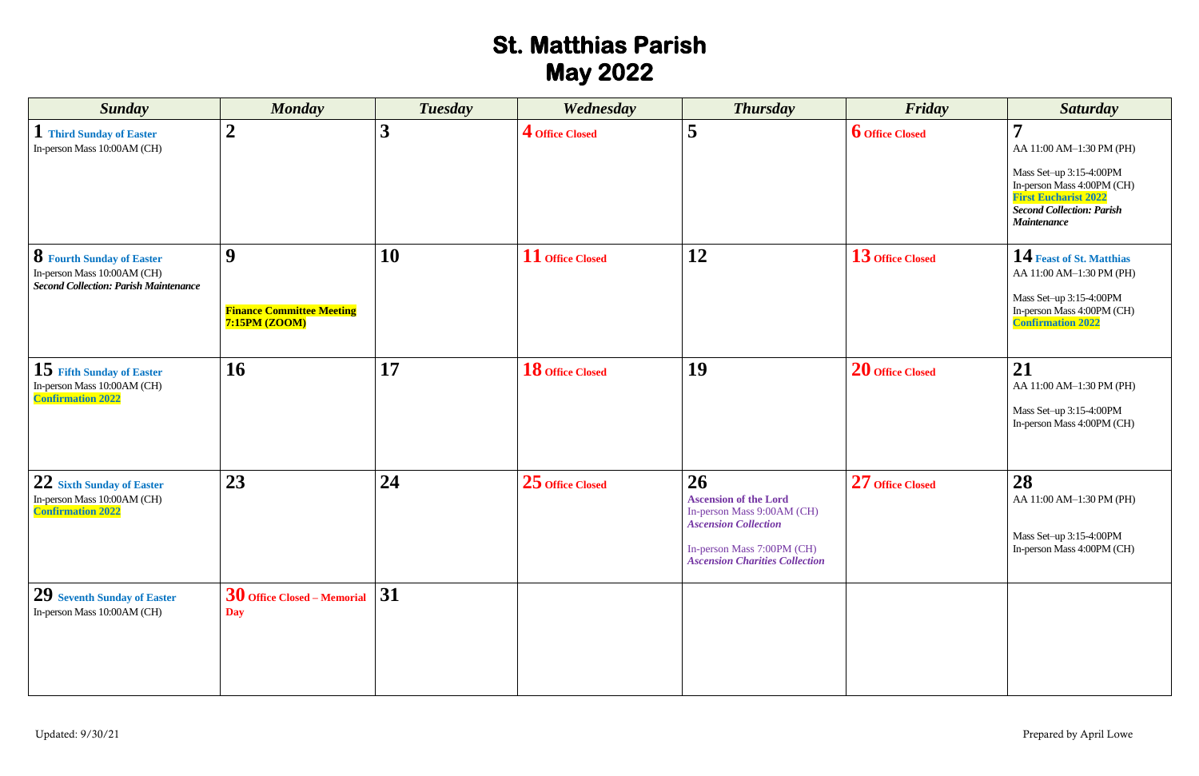# St. Matthias Parish
# May 2022

| Sunday | Monday | Tuesday | Wednesday | Thursday | Friday | Saturday |
|---|---|---|---|---|---|---|
| **1** **Third Sunday of Easter**<br>In-person Mass 10:00AM (CH) | **2** | **3** | **4 Office Closed** | **5** | **6 Office Closed** | **7**<br>AA 11:00 AM–1:30 PM (PH)<br><br>Mass Set–up 3:15-4:00PM<br>In-person Mass 4:00PM (CH)<br>**First Eucharist 2022**<br>***Second Collection: Parish Maintenance*** |
| **8** **Fourth Sunday of Easter**<br>In-person Mass 10:00AM (CH)<br>***Second Collection: Parish Maintenance*** | **9**<br><br>**Finance Committee Meeting 7:15PM (ZOOM)** | **10** | **11 Office Closed** | **12** | **13 Office Closed** | **14** **Feast of St. Matthias**<br>AA 11:00 AM–1:30 PM (PH)<br><br>Mass Set–up 3:15-4:00PM<br>In-person Mass 4:00PM (CH)<br>**Confirmation 2022** |
| **15** **Fifth Sunday of Easter**<br>In-person Mass 10:00AM (CH)<br>**Confirmation 2022** | **16** | **17** | **18 Office Closed** | **19** | **20 Office Closed** | **21**<br>AA 11:00 AM–1:30 PM (PH)<br><br>Mass Set–up 3:15-4:00PM<br>In-person Mass 4:00PM (CH) |
| **22** **Sixth Sunday of Easter**<br>In-person Mass 10:00AM (CH)<br>**Confirmation 2022** | **23** | **24** | **25 Office Closed** | **26**<br>**Ascension of the Lord**<br>In-person Mass 9:00AM (CH)<br>***Ascension Collection***<br><br>In-person Mass 7:00PM (CH)<br>***Ascension Charities Collection*** | **27 Office Closed** | **28**<br>AA 11:00 AM–1:30 PM (PH)<br><br>Mass Set–up 3:15-4:00PM<br>In-person Mass 4:00PM (CH) |
| **29** **Seventh Sunday of Easter**<br>In-person Mass 10:00AM (CH) | **30 Office Closed – Memorial Day** | **31** | | | | |

Updated: 9/30/21

Prepared by April Lowe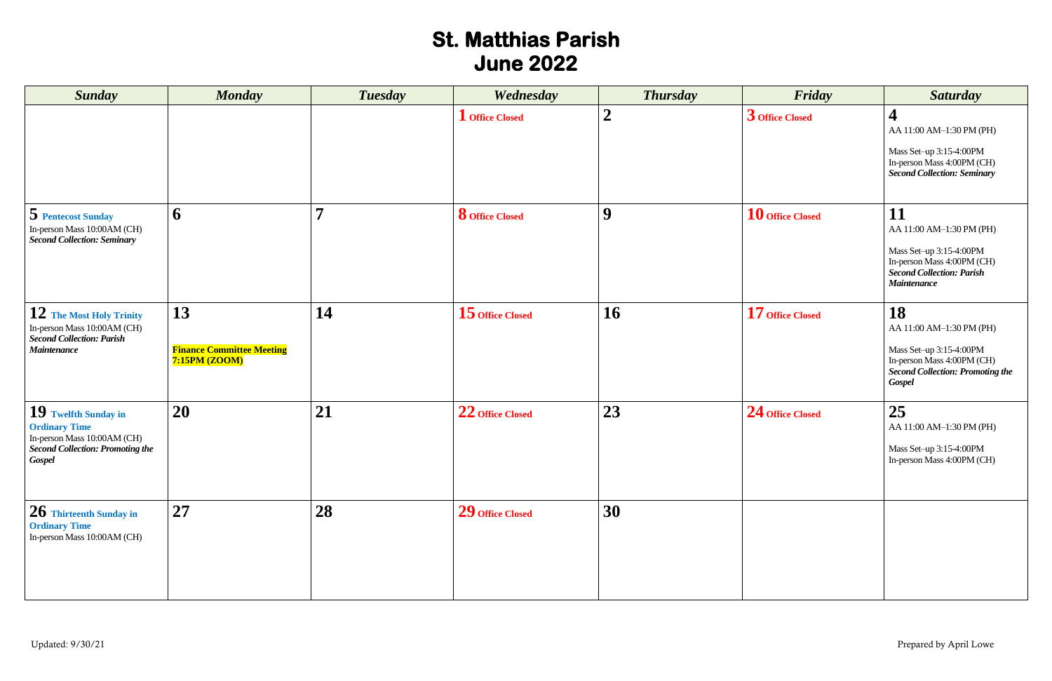# St. Matthias Parish
# June 2022

| *Sunday* | *Monday* | *Tuesday* | *Wednesday* | *Thursday* | *Friday* | *Saturday* |
|---|---|---|---|---|---|---|
| | | | **1** **Office Closed** | **2** | **3** **Office Closed** | **4** AA 11:00 AM–1:30 PM (PH)<br>Mass Set–up 3:15-4:00PM<br>In-person Mass 4:00PM (CH)<br>***Second Collection: Seminary*** |
| **5** **Pentecost Sunday**<br>In-person Mass 10:00AM (CH)<br>***Second Collection: Seminary*** | **6** | **7** | **8** **Office Closed** | **9** | **10** **Office Closed** | **11** AA 11:00 AM–1:30 PM (PH)<br>Mass Set–up 3:15-4:00PM<br>In-person Mass 4:00PM (CH)<br>***Second Collection: Parish Maintenance*** |
| **12** **The Most Holy Trinity**<br>In-person Mass 10:00AM (CH)<br>***Second Collection: Parish Maintenance*** | **13**<br>**Finance Committee Meeting 7:15PM (ZOOM)** | **14** | **15** **Office Closed** | **16** | **17** **Office Closed** | **18** AA 11:00 AM–1:30 PM (PH)<br>Mass Set–up 3:15-4:00PM<br>In-person Mass 4:00PM (CH)<br>***Second Collection: Promoting the Gospel*** |
| **19** **Twelfth Sunday in Ordinary Time**<br>In-person Mass 10:00AM (CH)<br>***Second Collection: Promoting the Gospel*** | **20** | **21** | **22** **Office Closed** | **23** | **24** **Office Closed** | **25** AA 11:00 AM–1:30 PM (PH)<br>Mass Set–up 3:15-4:00PM<br>In-person Mass 4:00PM (CH) |
| **26** **Thirteenth Sunday in Ordinary Time**<br>In-person Mass 10:00AM (CH) | **27** | **28** | **29** **Office Closed** | **30** | | |

Updated: 9/30/21

Prepared by April Lowe